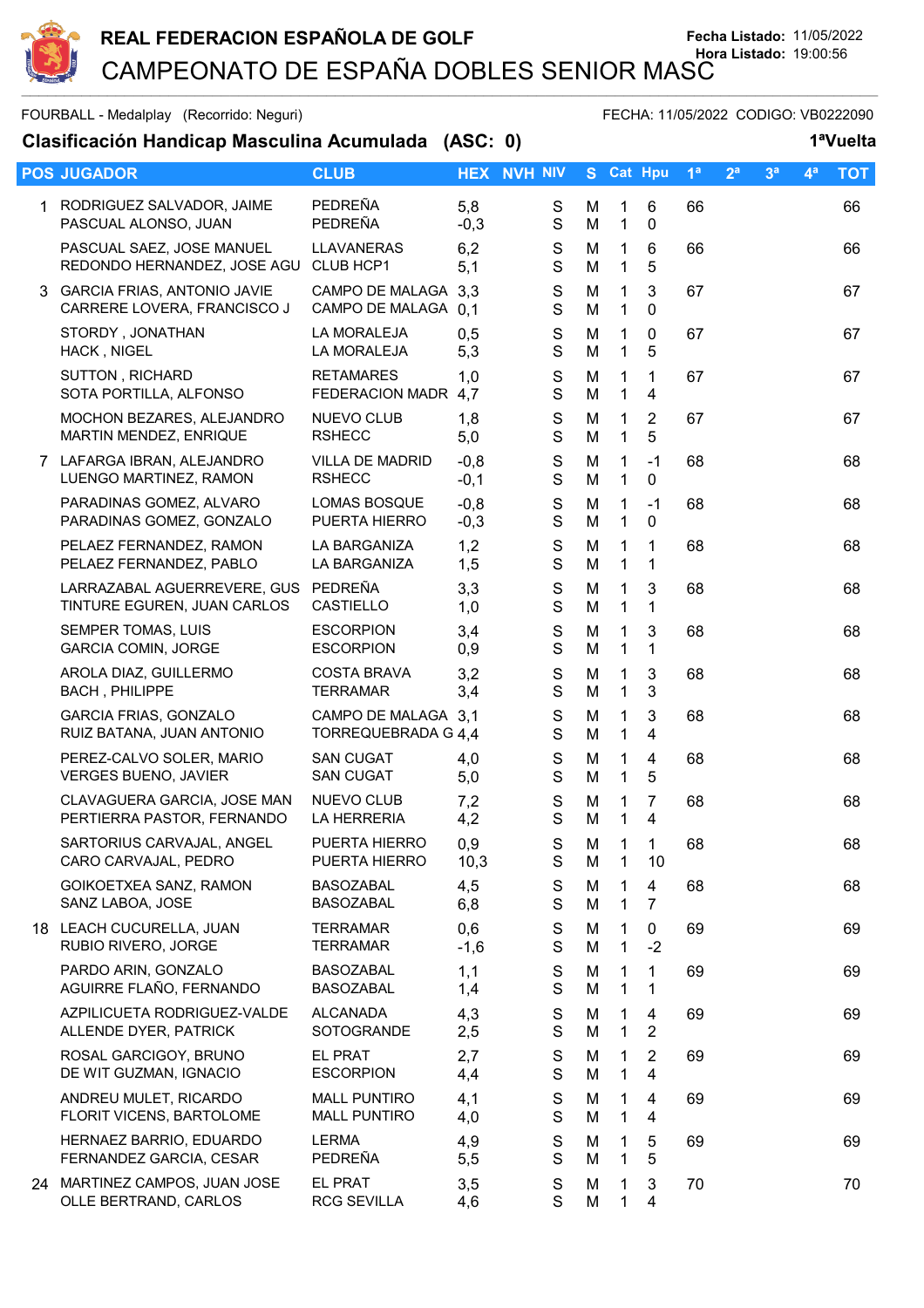# REAL FEDERACION ESPAÑOLA DE GOLF

**Fecha Listado:** 11/05/2022
**Hora Listado:** 19:00:56

## CAMPEONATO DE ESPAÑA DOBLES SENIOR MASC

FOURBALL - Medalplay (Recorrido: Neguri) FECHA: 11/05/2022 CODIGO: VB0222090

### Clasificación Handicap Masculina Acumulada (ASC: 0) 1ªVuelta

| POS | JUGADOR | CLUB | HEX | NVH | NIV | S | Cat | Hpu | 1ª | 2ª | 3ª | 4ª | TOT |
|---|---|---|---|---|---|---|---|---|---|---|---|---|---|
| 1 | RODRIGUEZ SALVADOR, JAIME<br>PASCUAL ALONSO, JUAN | PEDREÑA<br>PEDREÑA | 5,8<br>-0,3 | | | S<br>S | M<br>M | 1<br>1 | 6<br>0 | 66 | | | | 66 |
| | PASCUAL SAEZ, JOSE MANUEL<br>REDONDO HERNANDEZ, JOSE AGU | LLAVANERAS<br>CLUB HCP1 | 6,2<br>5,1 | | | S<br>S | M<br>M | 1<br>1 | 6<br>5 | 66 | | | | 66 |
| 3 | GARCIA FRIAS, ANTONIO JAVIE<br>CARRERE LOVERA, FRANCISCO J | CAMPO DE MALAGA<br>CAMPO DE MALAGA | 3,3<br>0,1 | | | S<br>S | M<br>M | 1<br>1 | 3<br>0 | 67 | | | | 67 |
| | STORDY , JONATHAN<br>HACK , NIGEL | LA MORALEJA<br>LA MORALEJA | 0,5<br>5,3 | | | S<br>S | M<br>M | 1<br>1 | 0<br>5 | 67 | | | | 67 |
| | SUTTON , RICHARD<br>SOTA PORTILLA, ALFONSO | RETAMARES<br>FEDERACION MADR | 1,0<br>4,7 | | | S<br>S | M<br>M | 1<br>1 | 1<br>4 | 67 | | | | 67 |
| | MOCHON BEZARES, ALEJANDRO<br>MARTIN MENDEZ, ENRIQUE | NUEVO CLUB<br>RSHECC | 1,8<br>5,0 | | | S<br>S | M<br>M | 1<br>1 | 2<br>5 | 67 | | | | 67 |
| 7 | LAFARGA IBRAN, ALEJANDRO<br>LUENGO MARTINEZ, RAMON | VILLA DE MADRID<br>RSHECC | -0,8<br>-0,1 | | | S<br>S | M<br>M | 1<br>1 | -1<br>0 | 68 | | | | 68 |
| | PARADINAS GOMEZ, ALVARO<br>PARADINAS GOMEZ, GONZALO | LOMAS BOSQUE<br>PUERTA HIERRO | -0,8<br>-0,3 | | | S<br>S | M<br>M | 1<br>1 | -1<br>0 | 68 | | | | 68 |
| | PELAEZ FERNANDEZ, RAMON<br>PELAEZ FERNANDEZ, PABLO | LA BARGANIZA<br>LA BARGANIZA | 1,2<br>1,5 | | | S<br>S | M<br>M | 1<br>1 | 1<br>1 | 68 | | | | 68 |
| | LARRAZABAL AGUERREVERE, GUS<br>TINTURE EGUREN, JUAN CARLOS | PEDREÑA<br>CASTIELLO | 3,3<br>1,0 | | | S<br>S | M<br>M | 1<br>1 | 3<br>1 | 68 | | | | 68 |
| | SEMPER TOMAS, LUIS<br>GARCIA COMIN, JORGE | ESCORPION<br>ESCORPION | 3,4<br>0,9 | | | S<br>S | M<br>M | 1<br>1 | 3<br>1 | 68 | | | | 68 |
| | AROLA DIAZ, GUILLERMO<br>BACH , PHILIPPE | COSTA BRAVA<br>TERRAMAR | 3,2<br>3,4 | | | S<br>S | M<br>M | 1<br>1 | 3<br>3 | 68 | | | | 68 |
| | GARCIA FRIAS, GONZALO<br>RUIZ BATANA, JUAN ANTONIO | CAMPO DE MALAGA<br>TORREQUEBRADA G | 3,1<br>4,4 | | | S<br>S | M<br>M | 1<br>1 | 3<br>4 | 68 | | | | 68 |
| | PEREZ-CALVO SOLER, MARIO<br>VERGES BUENO, JAVIER | SAN CUGAT<br>SAN CUGAT | 4,0<br>5,0 | | | S<br>S | M<br>M | 1<br>1 | 4<br>5 | 68 | | | | 68 |
| | CLAVAGUERA GARCIA, JOSE MAN<br>PERTIERRA PASTOR, FERNANDO | NUEVO CLUB<br>LA HERRERIA | 7,2<br>4,2 | | | S<br>S | M<br>M | 1<br>1 | 7<br>4 | 68 | | | | 68 |
| | SARTORIUS CARVAJAL, ANGEL<br>CARO CARVAJAL, PEDRO | PUERTA HIERRO<br>PUERTA HIERRO | 0,9<br>10,3 | | | S<br>S | M<br>M | 1<br>1 | 1<br>10 | 68 | | | | 68 |
| | GOIKOETXEA SANZ, RAMON<br>SANZ LABOA, JOSE | BASOZABAL<br>BASOZABAL | 4,5<br>6,8 | | | S<br>S | M<br>M | 1<br>1 | 4<br>7 | 68 | | | | 68 |
| 18 | LEACH CUCURELLA, JUAN<br>RUBIO RIVERO, JORGE | TERRAMAR<br>TERRAMAR | 0,6<br>-1,6 | | | S<br>S | M<br>M | 1<br>1 | 0<br>-2 | 69 | | | | 69 |
| | PARDO ARIN, GONZALO<br>AGUIRRE FLAÑO, FERNANDO | BASOZABAL<br>BASOZABAL | 1,1<br>1,4 | | | S<br>S | M<br>M | 1<br>1 | 1<br>1 | 69 | | | | 69 |
| | AZPILICUETA RODRIGUEZ-VALDE<br>ALLENDE DYER, PATRICK | ALCANADA<br>SOTOGRANDE | 4,3<br>2,5 | | | S<br>S | M<br>M | 1<br>1 | 4<br>2 | 69 | | | | 69 |
| | ROSAL GARCIGOY, BRUNO<br>DE WIT GUZMAN, IGNACIO | EL PRAT<br>ESCORPION | 2,7<br>4,4 | | | S<br>S | M<br>M | 1<br>1 | 2<br>4 | 69 | | | | 69 |
| | ANDREU MULET, RICARDO<br>FLORIT VICENS, BARTOLOME | MALL PUNTIRO<br>MALL PUNTIRO | 4,1<br>4,0 | | | S<br>S | M<br>M | 1<br>1 | 4<br>4 | 69 | | | | 69 |
| | HERNAEZ BARRIO, EDUARDO<br>FERNANDEZ GARCIA, CESAR | LERMA<br>PEDREÑA | 4,9<br>5,5 | | | S<br>S | M<br>M | 1<br>1 | 5<br>5 | 69 | | | | 69 |
| 24 | MARTINEZ CAMPOS, JUAN JOSE<br>OLLE BERTRAND, CARLOS | EL PRAT<br>RCG SEVILLA | 3,5<br>4,6 | | | S<br>S | M<br>M | 1<br>1 | 3<br>4 | 70 | | | | 70 |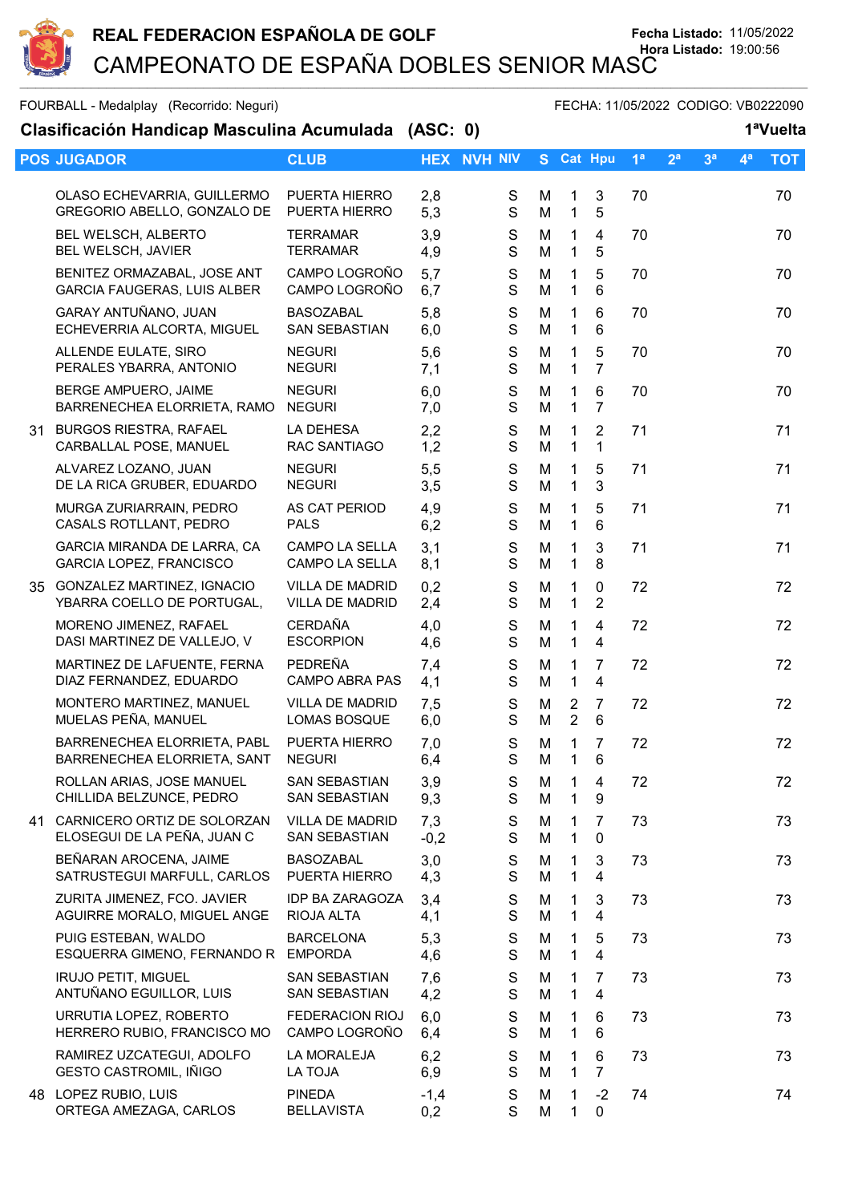# REAL FEDERACION ESPAÑOLA DE GOLF

CAMPEONATO DE ESPAÑA DOBLES SENIOR MASC

Fecha Listado: 11/05/2022
Hora Listado: 19:00:56

FOURBALL - Medalplay (Recorrido: Neguri) FECHA: 11/05/2022 CODIGO: VB0222090

## Clasificación Handicap Masculina Acumulada (ASC: 0) 1ªVuelta

| POS | JUGADOR | CLUB | HEX | NVH | NIV | S | Cat | Hpu | 1ª | 2ª | 3ª | 4ª | TOT |
|---|---|---|---|---|---|---|---|---|---|---|---|---|---|
| | OLASO ECHEVARRIA, GUILLERMO<br>GREGORIO ABELLO, GONZALO DE | PUERTA HIERRO<br>PUERTA HIERRO | 2,8<br>5,3 | | | S<br>S | M<br>M | 1<br>1 | 3<br>5 | 70 | | | 70 |
| | BEL WELSCH, ALBERTO<br>BEL WELSCH, JAVIER | TERRAMAR<br>TERRAMAR | 3,9<br>4,9 | | | S<br>S | M<br>M | 1<br>1 | 4<br>5 | 70 | | | 70 |
| | BENITEZ ORMAZABAL, JOSE ANT<br>GARCIA FAUGERAS, LUIS ALBER | CAMPO LOGROÑO<br>CAMPO LOGROÑO | 5,7<br>6,7 | | | S<br>S | M<br>M | 1<br>1 | 5<br>6 | 70 | | | 70 |
| | GARAY ANTUÑANO, JUAN<br>ECHEVERRIA ALCORTA, MIGUEL | BASOZABAL<br>SAN SEBASTIAN | 5,8<br>6,0 | | | S<br>S | M<br>M | 1<br>1 | 6<br>6 | 70 | | | 70 |
| | ALLENDE EULATE, SIRO<br>PERALES YBARRA, ANTONIO | NEGURI<br>NEGURI | 5,6<br>7,1 | | | S<br>S | M<br>M | 1<br>1 | 5<br>7 | 70 | | | 70 |
| | BERGE AMPUERO, JAIME<br>BARRENECHEA ELORRIETA, RAMO | NEGURI<br>NEGURI | 6,0<br>7,0 | | | S<br>S | M<br>M | 1<br>1 | 6<br>7 | 70 | | | 70 |
| 31 | BURGOS RIESTRA, RAFAEL<br>CARBALLAL POSE, MANUEL | LA DEHESA<br>RAC SANTIAGO | 2,2<br>1,2 | | | S<br>S | M<br>M | 1<br>1 | 2<br>1 | 71 | | | 71 |
| | ALVAREZ LOZANO, JUAN<br>DE LA RICA GRUBER, EDUARDO | NEGURI<br>NEGURI | 5,5<br>3,5 | | | S<br>S | M<br>M | 1<br>1 | 5<br>3 | 71 | | | 71 |
| | MURGA ZURIARRAIN, PEDRO<br>CASALS ROTLLANT, PEDRO | AS CAT PERIOD<br>PALS | 4,9<br>6,2 | | | S<br>S | M<br>M | 1<br>1 | 5<br>6 | 71 | | | 71 |
| | GARCIA MIRANDA DE LARRA, CA<br>GARCIA LOPEZ, FRANCISCO | CAMPO LA SELLA<br>CAMPO LA SELLA | 3,1<br>8,1 | | | S<br>S | M<br>M | 1<br>1 | 3<br>8 | 71 | | | 71 |
| 35 | GONZALEZ MARTINEZ, IGNACIO<br>YBARRA COELLO DE PORTUGAL, | VILLA DE MADRID<br>VILLA DE MADRID | 0,2<br>2,4 | | | S<br>S | M<br>M | 1<br>1 | 0<br>2 | 72 | | | 72 |
| | MORENO JIMENEZ, RAFAEL<br>DASI MARTINEZ DE VALLEJO, V | CERDAÑA<br>ESCORPION | 4,0<br>4,6 | | | S<br>S | M<br>M | 1<br>1 | 4<br>4 | 72 | | | 72 |
| | MARTINEZ DE LAFUENTE, FERNA<br>DIAZ FERNANDEZ, EDUARDO | PEDREÑA<br>CAMPO ABRA PAS | 7,4<br>4,1 | | | S<br>S | M<br>M | 1<br>1 | 7<br>4 | 72 | | | 72 |
| | MONTERO MARTINEZ, MANUEL<br>MUELAS PEÑA, MANUEL | VILLA DE MADRID<br>LOMAS BOSQUE | 7,5<br>6,0 | | | S<br>S | M<br>M | 2<br>2 | 7<br>6 | 72 | | | 72 |
| | BARRENECHEA ELORRIETA, PABL<br>BARRENECHEA ELORRIETA, SANT | PUERTA HIERRO<br>NEGURI | 7,0<br>6,4 | | | S<br>S | M<br>M | 1<br>1 | 7<br>6 | 72 | | | 72 |
| | ROLLAN ARIAS, JOSE MANUEL<br>CHILLIDA BELZUNCE, PEDRO | SAN SEBASTIAN<br>SAN SEBASTIAN | 3,9<br>9,3 | | | S<br>S | M<br>M | 1<br>1 | 4<br>9 | 72 | | | 72 |
| 41 | CARNICERO ORTIZ DE SOLORZAN<br>ELOSEGUI DE LA PEÑA, JUAN C | VILLA DE MADRID<br>SAN SEBASTIAN | 7,3<br>-0,2 | | | S<br>S | M<br>M | 1<br>1 | 7<br>0 | 73 | | | 73 |
| | BEÑARAN AROCENA, JAIME<br>SATRUSTEGUI MARFULL, CARLOS | BASOZABAL<br>PUERTA HIERRO | 3,0<br>4,3 | | | S<br>S | M<br>M | 1<br>1 | 3<br>4 | 73 | | | 73 |
| | ZURITA JIMENEZ, FCO. JAVIER<br>AGUIRRE MORALO, MIGUEL ANGE | IDP BA ZARAGOZA<br>RIOJA ALTA | 3,4<br>4,1 | | | S<br>S | M<br>M | 1<br>1 | 3<br>4 | 73 | | | 73 |
| | PUIG ESTEBAN, WALDO<br>ESQUERRA GIMENO, FERNANDO R | BARCELONA<br>EMPORDA | 5,3<br>4,6 | | | S<br>S | M<br>M | 1<br>1 | 5<br>4 | 73 | | | 73 |
| | IRUJO PETIT, MIGUEL<br>ANTUÑANO EGUILLOR, LUIS | SAN SEBASTIAN<br>SAN SEBASTIAN | 7,6<br>4,2 | | | S<br>S | M<br>M | 1<br>1 | 7<br>4 | 73 | | | 73 |
| | URRUTIA LOPEZ, ROBERTO<br>HERRERO RUBIO, FRANCISCO MO | FEDERACION RIOJ<br>CAMPO LOGROÑO | 6,0<br>6,4 | | | S<br>S | M<br>M | 1<br>1 | 6<br>6 | 73 | | | 73 |
| | RAMIREZ UZCATEGUI, ADOLFO<br>GESTO CASTROMIL, IÑIGO | LA MORALEJA<br>LA TOJA | 6,2<br>6,9 | | | S<br>S | M<br>M | 1<br>1 | 6<br>7 | 73 | | | 73 |
| 48 | LOPEZ RUBIO, LUIS<br>ORTEGA AMEZAGA, CARLOS | PINEDA<br>BELLAVISTA | -1,4<br>0,2 | | | S<br>S | M<br>M | 1<br>1 | -2<br>0 | 74 | | | 74 |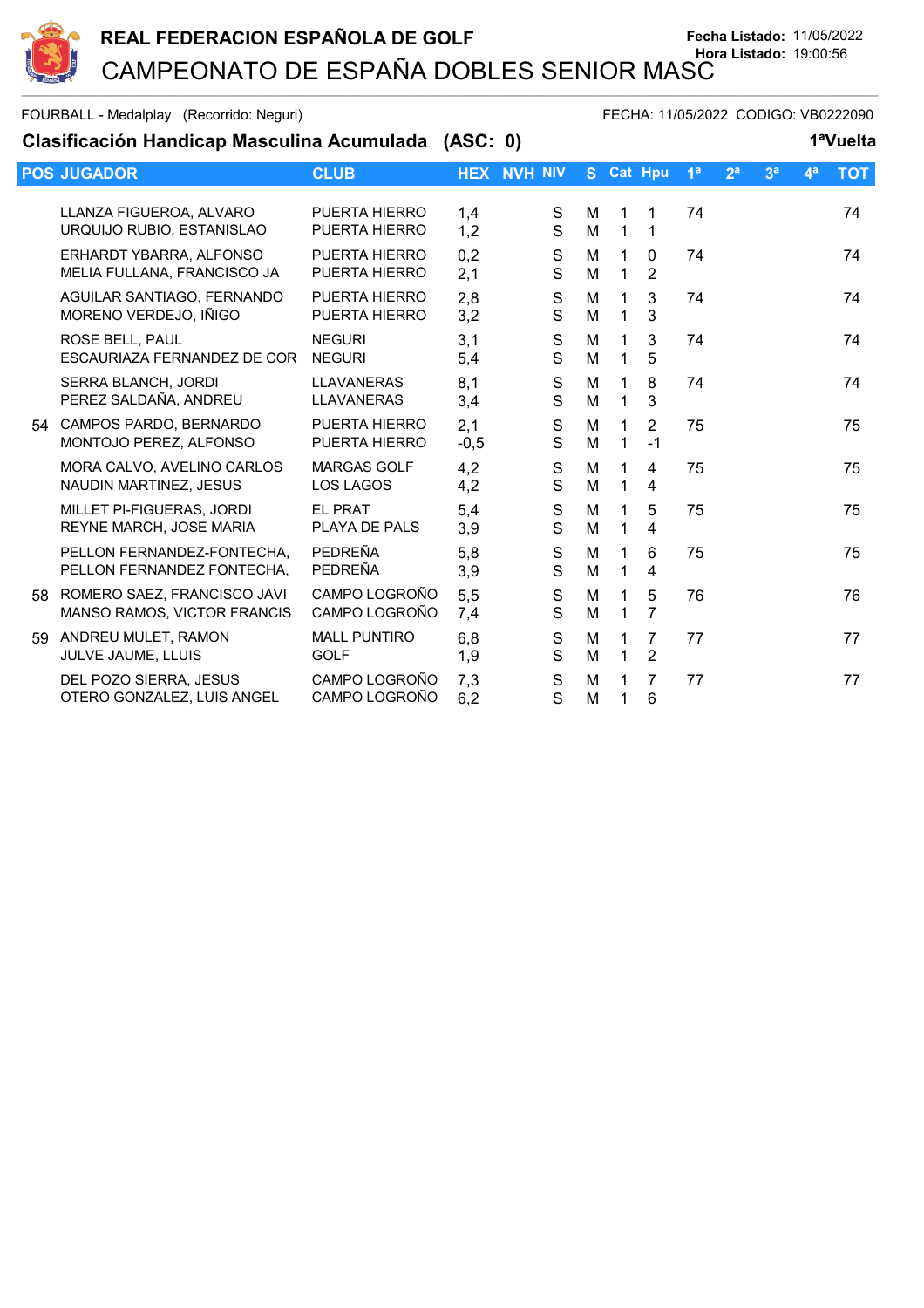# REAL FEDERACION ESPAÑOLA DE GOLF

**Fecha Listado:** 11/05/2022
**Hora Listado:** 19:00:56

## CAMPEONATO DE ESPAÑA DOBLES SENIOR MASC

FOURBALL - Medalplay (Recorrido: Neguri) FECHA: 11/05/2022 CODIGO: VB0222090

### Clasificación Handicap Masculina Acumulada (ASC: 0) 1ªVuelta

| POS | JUGADOR | CLUB | HEX | NVH | NIV | S | Cat | Hpu | 1ª | 2ª | 3ª | 4ª | TOT |
|---|---|---|---|---|---|---|---|---|---|---|---|---|---|
| | LLANZA FIGUEROA, ALVARO | PUERTA HIERRO | 1,4 | | S | M | 1 | 1 | 74 | | | | 74 |
| | URQUIJO RUBIO, ESTANISLAO | PUERTA HIERRO | 1,2 | | S | M | 1 | 1 | | | | | |
| | ERHARDT YBARRA, ALFONSO | PUERTA HIERRO | 0,2 | | S | M | 1 | 0 | 74 | | | | 74 |
| | MELIA FULLANA, FRANCISCO JA | PUERTA HIERRO | 2,1 | | S | M | 1 | 2 | | | | | |
| | AGUILAR SANTIAGO, FERNANDO | PUERTA HIERRO | 2,8 | | S | M | 1 | 3 | 74 | | | | 74 |
| | MORENO VERDEJO, IÑIGO | PUERTA HIERRO | 3,2 | | S | M | 1 | 3 | | | | | |
| | ROSE BELL, PAUL | NEGURI | 3,1 | | S | M | 1 | 3 | 74 | | | | 74 |
| | ESCAURIAZA FERNANDEZ DE COR | NEGURI | 5,4 | | S | M | 1 | 5 | | | | | |
| | SERRA BLANCH, JORDI | LLAVANERAS | 8,1 | | S | M | 1 | 8 | 74 | | | | 74 |
| | PEREZ SALDAÑA, ANDREU | LLAVANERAS | 3,4 | | S | M | 1 | 3 | | | | | |
| 54 | CAMPOS PARDO, BERNARDO | PUERTA HIERRO | 2,1 | | S | M | 1 | 2 | 75 | | | | 75 |
| | MONTOJO PEREZ, ALFONSO | PUERTA HIERRO | -0,5 | | S | M | 1 | -1 | | | | | |
| | MORA CALVO, AVELINO CARLOS | MARGAS GOLF | 4,2 | | S | M | 1 | 4 | 75 | | | | 75 |
| | NAUDIN MARTINEZ, JESUS | LOS LAGOS | 4,2 | | S | M | 1 | 4 | | | | | |
| | MILLET PI-FIGUERAS, JORDI | EL PRAT | 5,4 | | S | M | 1 | 5 | 75 | | | | 75 |
| | REYNE MARCH, JOSE MARIA | PLAYA DE PALS | 3,9 | | S | M | 1 | 4 | | | | | |
| | PELLON FERNANDEZ-FONTECHA, | PEDREÑA | 5,8 | | S | M | 1 | 6 | 75 | | | | 75 |
| | PELLON FERNANDEZ FONTECHA, | PEDREÑA | 3,9 | | S | M | 1 | 4 | | | | | |
| 58 | ROMERO SAEZ, FRANCISCO JAVI | CAMPO LOGROÑO | 5,5 | | S | M | 1 | 5 | 76 | | | | 76 |
| | MANSO RAMOS, VICTOR FRANCIS | CAMPO LOGROÑO | 7,4 | | S | M | 1 | 7 | | | | | |
| 59 | ANDREU MULET, RAMON | MALL PUNTIRO GOLF | 6,8 | | S | M | 1 | 7 | 77 | | | | 77 |
| | JULVE JAUME, LLUIS | | 1,9 | | S | M | 1 | 2 | | | | | |
| | DEL POZO SIERRA, JESUS | CAMPO LOGROÑO | 7,3 | | S | M | 1 | 7 | 77 | | | | 77 |
| | OTERO GONZALEZ, LUIS ANGEL | CAMPO LOGROÑO | 6,2 | | S | M | 1 | 6 | | | | | |